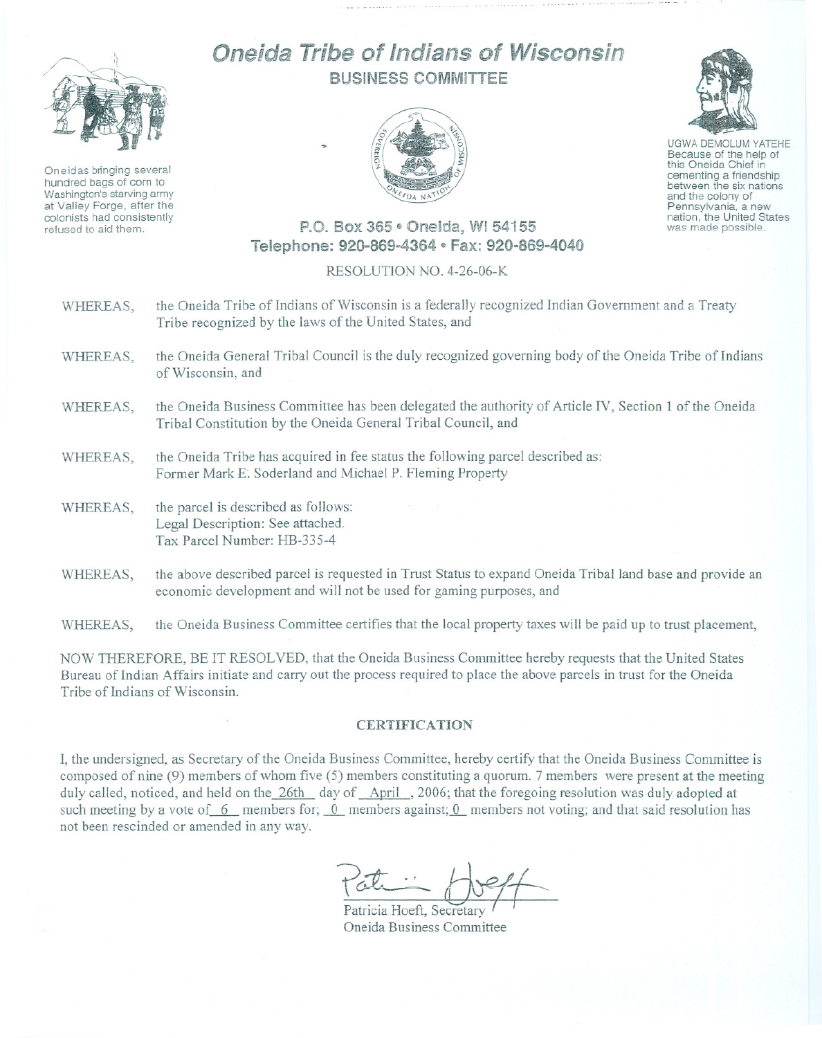# Oneida Tribe of Indians of Wisconsin

## BUSINESS COMMITTEE

Oneidas bringing several hundred bags of corn to Washington's starving army at Valley Forge, after the colonists had consistently refused to aid them.

UGWA DEMOLUM YATEHE
Because of the help of this Oneida Chief in cementing a friendship between the six nations and the colony of Pennsylvania, a new nation, the United States was made possible.

P.O. Box 365 • Oneida, WI 54155
Telephone: 920-869-4364 • Fax: 920-869-4040

RESOLUTION NO. 4-26-06-K

WHEREAS, the Oneida Tribe of Indians of Wisconsin is a federally recognized Indian Government and a Treaty Tribe recognized by the laws of the United States, and

WHEREAS, the Oneida General Tribal Council is the duly recognized governing body of the Oneida Tribe of Indians of Wisconsin, and

WHEREAS, the Oneida Business Committee has been delegated the authority of Article IV, Section 1 of the Oneida Tribal Constitution by the Oneida General Tribal Council, and

WHEREAS, the Oneida Tribe has acquired in fee status the following parcel described as:
Former Mark E. Soderland and Michael P. Fleming Property

WHEREAS, the parcel is described as follows:
Legal Description: See attached.
Tax Parcel Number: HB-335-4

WHEREAS, the above described parcel is requested in Trust Status to expand Oneida Tribal land base and provide an economic development and will not be used for gaming purposes, and

WHEREAS, the Oneida Business Committee certifies that the local property taxes will be paid up to trust placement,

NOW THEREFORE, BE IT RESOLVED, that the Oneida Business Committee hereby requests that the United States Bureau of Indian Affairs initiate and carry out the process required to place the above parcels in trust for the Oneida Tribe of Indians of Wisconsin.

### CERTIFICATION

I, the undersigned, as Secretary of the Oneida Business Committee, hereby certify that the Oneida Business Committee is composed of nine (9) members of whom five (5) members constituting a quorum. 7 members were present at the meeting duly called, noticed, and held on the 26th day of April, 2006; that the foregoing resolution was duly adopted at such meeting by a vote of 6 members for; 0 members against; 0 members not voting; and that said resolution has not been rescinded or amended in any way.

Patricia Hoeft, Secretary
Oneida Business Committee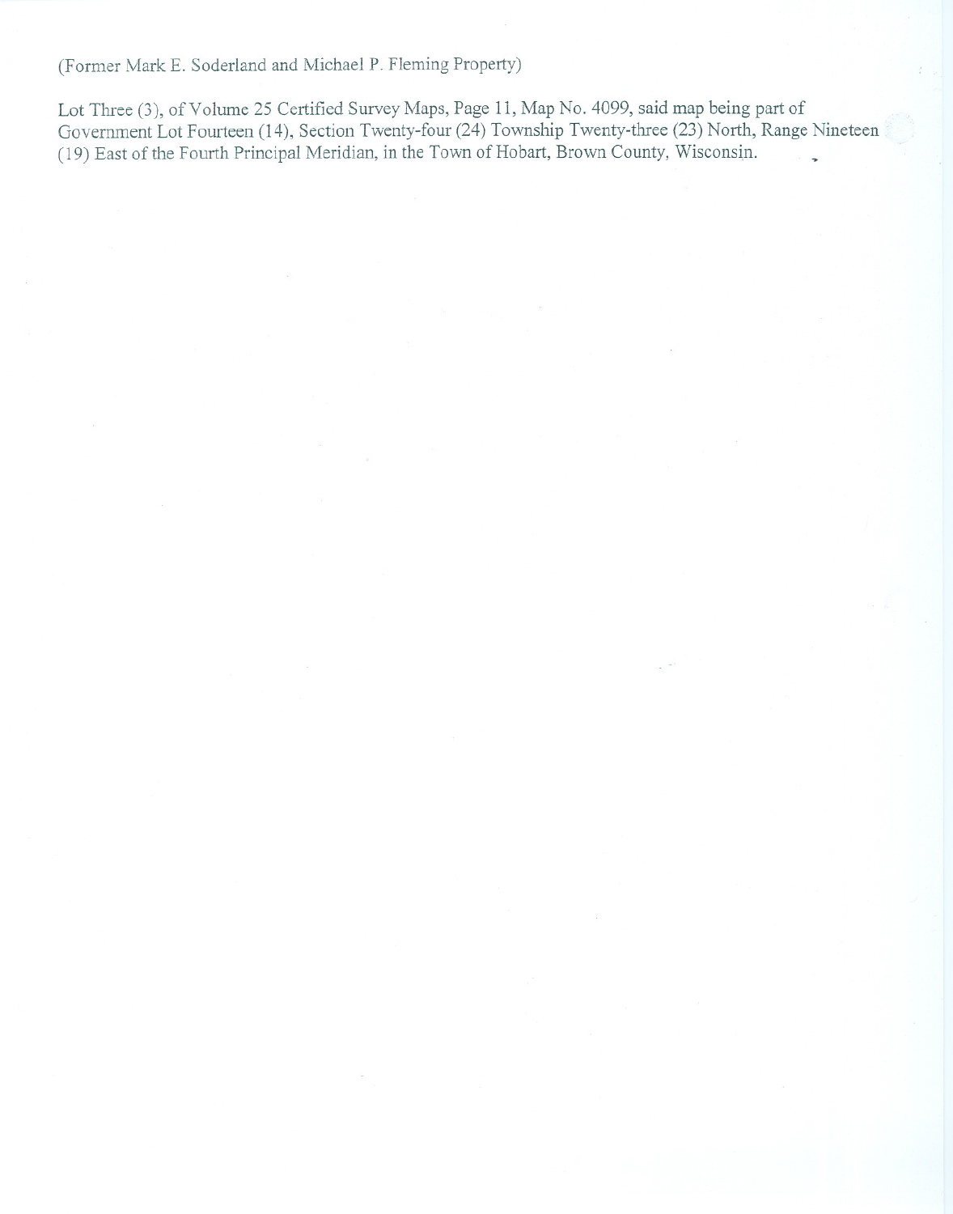(Former Mark E. Soderland and Michael P. Fleming Property)

Lot Three (3), of Volume 25 Certified Survey Maps, Page 11, Map No. 4099, said map being part of Government Lot Fourteen (14), Section Twenty-four (24) Township Twenty-three (23) North, Range Nineteen (19) East of the Fourth Principal Meridian, in the Town of Hobart, Brown County, Wisconsin.